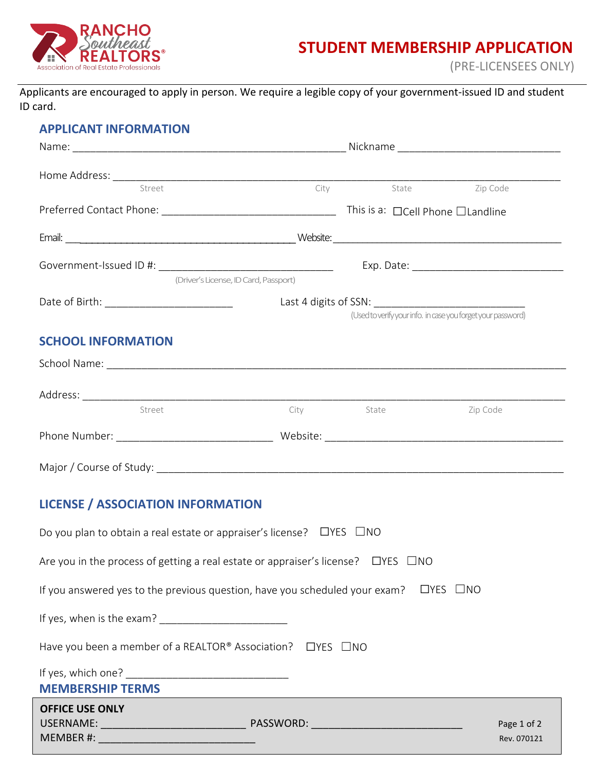RANCHO Southeast REALTORS®
Association of Real Estate Professionals

# STUDENT MEMBERSHIP APPLICATION

(PRE-LICENSEES ONLY)

Applicants are encouraged to apply in person. We require a legible copy of your government-issued ID and student ID card.

## APPLICANT INFORMATION

Name: ______________________________________________ Nickname ___________________________

Home Address: ___________________________________________________________________________

Street City State Zip Code

Preferred Contact Phone: ______________________________ This is a: ☐Cell Phone ☐Landline

Email: ________________________________________ Website: ________________________________________

Government-Issued ID #: ______________________________ Exp. Date: __________________________

(Driver's License, ID Card, Passport)

Date of Birth: ______________________ Last 4 digits of SSN: __________________________

(Used to verify your info. in case you forget your password)

## SCHOOL INFORMATION

School Name: ____________________________________________________________________________

Address: ________________________________________________________________________________

Street City State Zip Code

Phone Number: ___________________________ Website: ________________________________________

Major / Course of Study: ___________________________________________________________________

## LICENSE / ASSOCIATION INFORMATION

Do you plan to obtain a real estate or appraiser's license? ☐YES ☐NO

Are you in the process of getting a real estate or appraiser's license? ☐YES ☐NO

If you answered yes to the previous question, have you scheduled your exam? ☐YES ☐NO

If yes, when is the exam? ______________________

Have you been a member of a REALTOR® Association? ☐YES ☐NO

If yes, which one? ____________________________

## MEMBERSHIP TERMS

**OFFICE USE ONLY**

USERNAME: _________________________ PASSWORD: __________________________

MEMBER #: ___________________________

Rev. 070121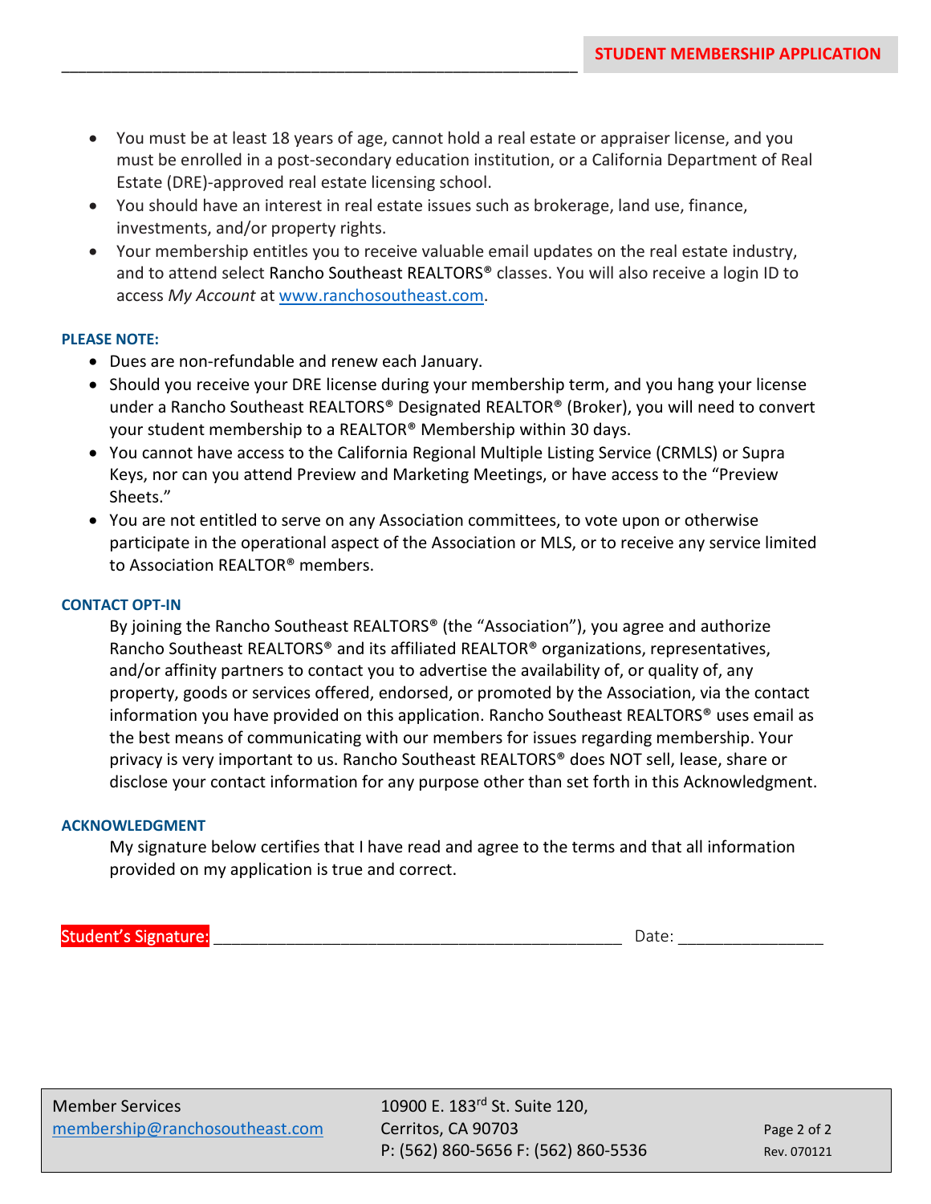- You must be at least 18 years of age, cannot hold a real estate or appraiser license, and you must be enrolled in a post-secondary education institution, or a California Department of Real Estate (DRE)-approved real estate licensing school.
- You should have an interest in real estate issues such as brokerage, land use, finance, investments, and/or property rights.
- Your membership entitles you to receive valuable email updates on the real estate industry, and to attend select Rancho Southeast REALTORS® classes. You will also receive a login ID to access *My Account* at www.ranchosoutheast.com.

**PLEASE NOTE:**

- Dues are non-refundable and renew each January.
- Should you receive your DRE license during your membership term, and you hang your license under a Rancho Southeast REALTORS® Designated REALTOR® (Broker), you will need to convert your student membership to a REALTOR® Membership within 30 days.
- You cannot have access to the California Regional Multiple Listing Service (CRMLS) or Supra Keys, nor can you attend Preview and Marketing Meetings, or have access to the "Preview Sheets."
- You are not entitled to serve on any Association committees, to vote upon or otherwise participate in the operational aspect of the Association or MLS, or to receive any service limited to Association REALTOR® members.

**CONTACT OPT-IN**

By joining the Rancho Southeast REALTORS® (the "Association"), you agree and authorize Rancho Southeast REALTORS® and its affiliated REALTOR® organizations, representatives, and/or affinity partners to contact you to advertise the availability of, or quality of, any property, goods or services offered, endorsed, or promoted by the Association, via the contact information you have provided on this application. Rancho Southeast REALTORS® uses email as the best means of communicating with our members for issues regarding membership. Your privacy is very important to us. Rancho Southeast REALTORS® does NOT sell, lease, share or disclose your contact information for any purpose other than set forth in this Acknowledgment.

**ACKNOWLEDGMENT**

My signature below certifies that I have read and agree to the terms and that all information provided on my application is true and correct.

Student's Signature: _____________________________________________ Date: ________________

Member Services
membership@ranchosoutheast.com

10900 E. 183rd St. Suite 120,
Cerritos, CA 90703
P: (562) 860-5656 F: (562) 860-5536

Rev. 070121